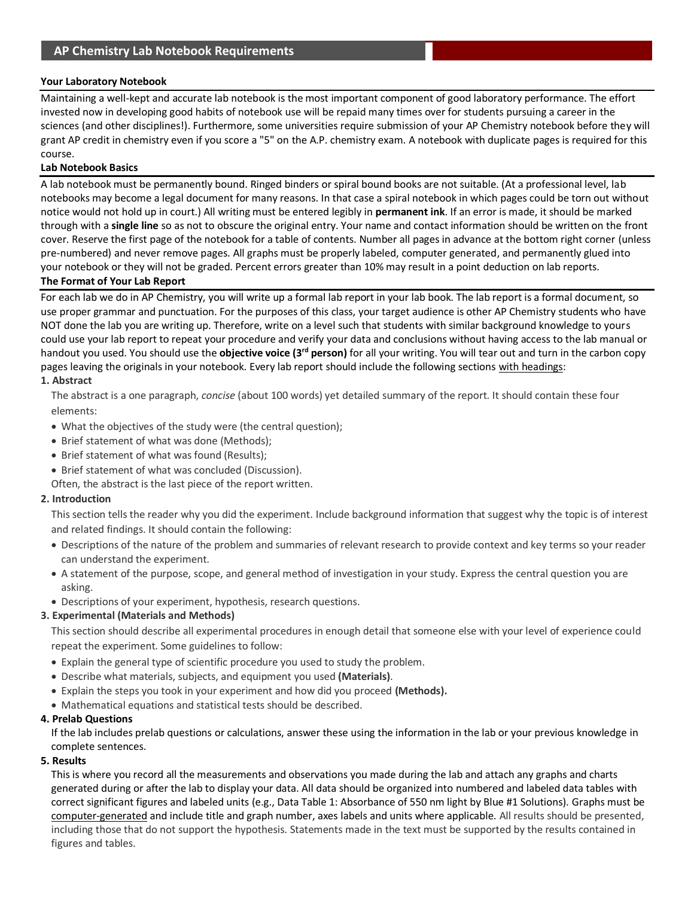# AP Chemistry Lab Notebook Requirements

## Your Laboratory Notebook

Maintaining a well-kept and accurate lab notebook is the most important component of good laboratory performance. The effort invested now in developing good habits of notebook use will be repaid many times over for students pursuing a career in the sciences (and other disciplines!). Furthermore, some universities require submission of your AP Chemistry notebook before they will grant AP credit in chemistry even if you score a "5" on the A.P. chemistry exam. A notebook with duplicate pages is required for this course.

## Lab Notebook Basics

A lab notebook must be permanently bound. Ringed binders or spiral bound books are not suitable. (At a professional level, lab notebooks may become a legal document for many reasons. In that case a spiral notebook in which pages could be torn out without notice would not hold up in court.) All writing must be entered legibly in **permanent ink**. If an error is made, it should be marked through with a **single line** so as not to obscure the original entry. Your name and contact information should be written on the front cover. Reserve the first page of the notebook for a table of contents. Number all pages in advance at the bottom right corner (unless pre-numbered) and never remove pages. All graphs must be properly labeled, computer generated, and permanently glued into your notebook or they will not be graded. Percent errors greater than 10% may result in a point deduction on lab reports.

## The Format of Your Lab Report

For each lab we do in AP Chemistry, you will write up a formal lab report in your lab book. The lab report is a formal document, so use proper grammar and punctuation. For the purposes of this class, your target audience is other AP Chemistry students who have NOT done the lab you are writing up. Therefore, write on a level such that students with similar background knowledge to yours could use your lab report to repeat your procedure and verify your data and conclusions without having access to the lab manual or handout you used. You should use the **objective voice (3rd person)** for all your writing. You will tear out and turn in the carbon copy pages leaving the originals in your notebook. Every lab report should include the following sections with headings:

### 1. Abstract

The abstract is a one paragraph, *concise* (about 100 words) yet detailed summary of the report. It should contain these four elements:

- What the objectives of the study were (the central question);
- Brief statement of what was done (Methods);
- Brief statement of what was found (Results);
- Brief statement of what was concluded (Discussion).

Often, the abstract is the last piece of the report written.

### 2. Introduction

This section tells the reader why you did the experiment. Include background information that suggest why the topic is of interest and related findings. It should contain the following:

- Descriptions of the nature of the problem and summaries of relevant research to provide context and key terms so your reader can understand the experiment.
- A statement of the purpose, scope, and general method of investigation in your study. Express the central question you are asking.
- Descriptions of your experiment, hypothesis, research questions.

### 3. Experimental (Materials and Methods)

This section should describe all experimental procedures in enough detail that someone else with your level of experience could repeat the experiment. Some guidelines to follow:

- Explain the general type of scientific procedure you used to study the problem.
- Describe what materials, subjects, and equipment you used **(Materials)**.
- Explain the steps you took in your experiment and how did you proceed **(Methods).**
- Mathematical equations and statistical tests should be described.

### 4. Prelab Questions

If the lab includes prelab questions or calculations, answer these using the information in the lab or your previous knowledge in complete sentences.

### 5. Results

This is where you record all the measurements and observations you made during the lab and attach any graphs and charts generated during or after the lab to display your data. All data should be organized into numbered and labeled data tables with correct significant figures and labeled units (e.g., Data Table 1: Absorbance of 550 nm light by Blue #1 Solutions). Graphs must be computer-generated and include title and graph number, axes labels and units where applicable. All results should be presented, including those that do not support the hypothesis. Statements made in the text must be supported by the results contained in figures and tables.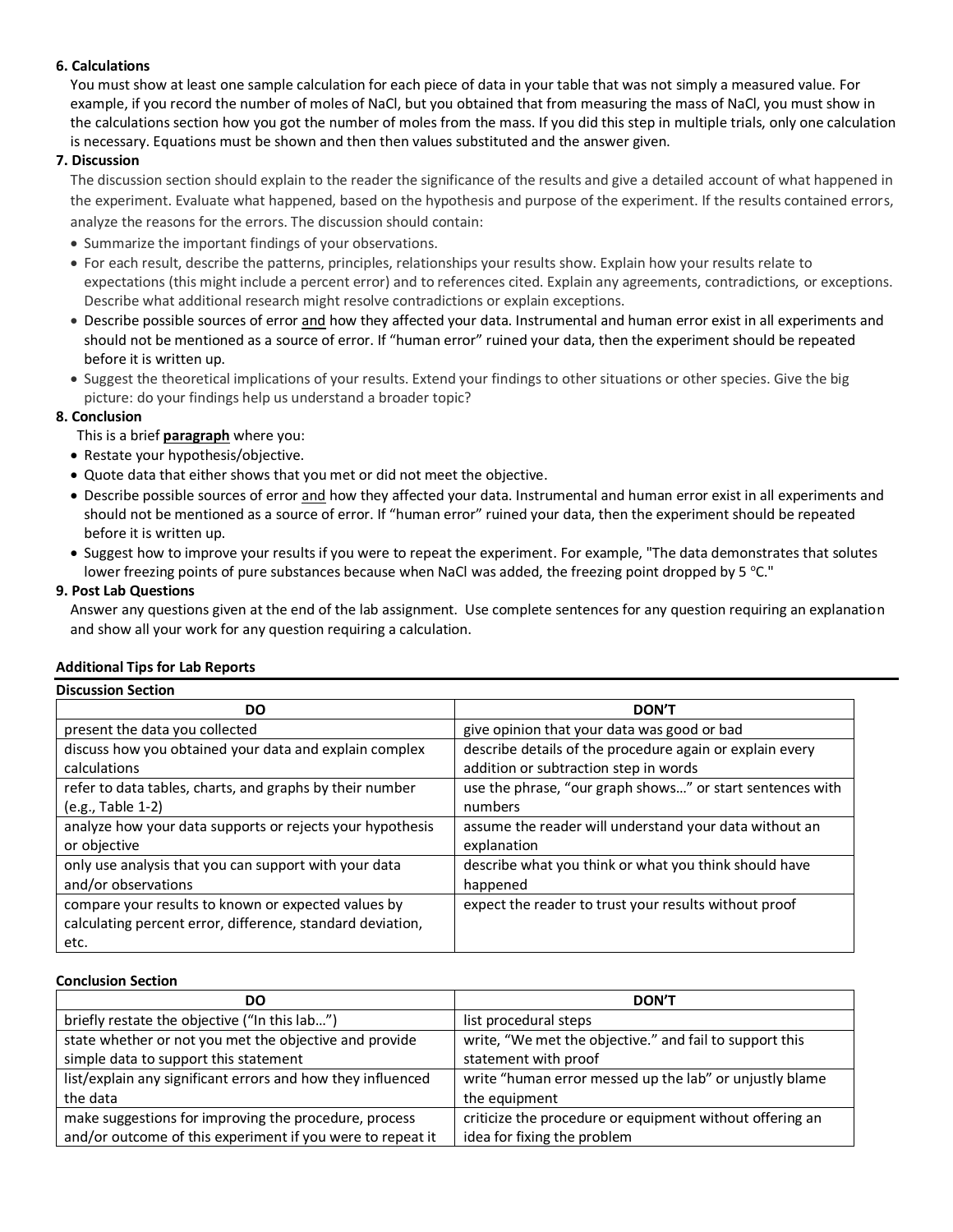**6. Calculations**

You must show at least one sample calculation for each piece of data in your table that was not simply a measured value. For example, if you record the number of moles of NaCl, but you obtained that from measuring the mass of NaCl, you must show in the calculations section how you got the number of moles from the mass. If you did this step in multiple trials, only one calculation is necessary. Equations must be shown and then then values substituted and the answer given.

**7. Discussion**

The discussion section should explain to the reader the significance of the results and give a detailed account of what happened in the experiment. Evaluate what happened, based on the hypothesis and purpose of the experiment. If the results contained errors, analyze the reasons for the errors. The discussion should contain:

- Summarize the important findings of your observations.
- For each result, describe the patterns, principles, relationships your results show. Explain how your results relate to expectations (this might include a percent error) and to references cited. Explain any agreements, contradictions, or exceptions. Describe what additional research might resolve contradictions or explain exceptions.
- Describe possible sources of error <u>and</u> how they affected your data. Instrumental and human error exist in all experiments and should not be mentioned as a source of error. If "human error" ruined your data, then the experiment should be repeated before it is written up.
- Suggest the theoretical implications of your results. Extend your findings to other situations or other species. Give the big picture: do your findings help us understand a broader topic?

**8. Conclusion**

This is a brief **<u>paragraph</u>** where you:

- Restate your hypothesis/objective.
- Quote data that either shows that you met or did not meet the objective.
- Describe possible sources of error <u>and</u> how they affected your data. Instrumental and human error exist in all experiments and should not be mentioned as a source of error. If "human error" ruined your data, then the experiment should be repeated before it is written up.
- Suggest how to improve your results if you were to repeat the experiment. For example, "The data demonstrates that solutes lower freezing points of pure substances because when NaCl was added, the freezing point dropped by 5 °C."

**9. Post Lab Questions**

Answer any questions given at the end of the lab assignment. Use complete sentences for any question requiring an explanation and show all your work for any question requiring a calculation.

**Additional Tips for Lab Reports**

**Discussion Section**

| DO | DON'T |
|---|---|
| present the data you collected | give opinion that your data was good or bad |
| discuss how you obtained your data and explain complex calculations | describe details of the procedure again or explain every addition or subtraction step in words |
| refer to data tables, charts, and graphs by their number (e.g., Table 1-2) | use the phrase, "our graph shows…" or start sentences with numbers |
| analyze how your data supports or rejects your hypothesis or objective | assume the reader will understand your data without an explanation |
| only use analysis that you can support with your data and/or observations | describe what you think or what you think should have happened |
| compare your results to known or expected values by calculating percent error, difference, standard deviation, etc. | expect the reader to trust your results without proof |

**Conclusion Section**

| DO | DON'T |
|---|---|
| briefly restate the objective ("In this lab…") | list procedural steps |
| state whether or not you met the objective and provide simple data to support this statement | write, "We met the objective." and fail to support this statement with proof |
| list/explain any significant errors and how they influenced the data | write "human error messed up the lab" or unjustly blame the equipment |
| make suggestions for improving the procedure, process and/or outcome of this experiment if you were to repeat it | criticize the procedure or equipment without offering an idea for fixing the problem |